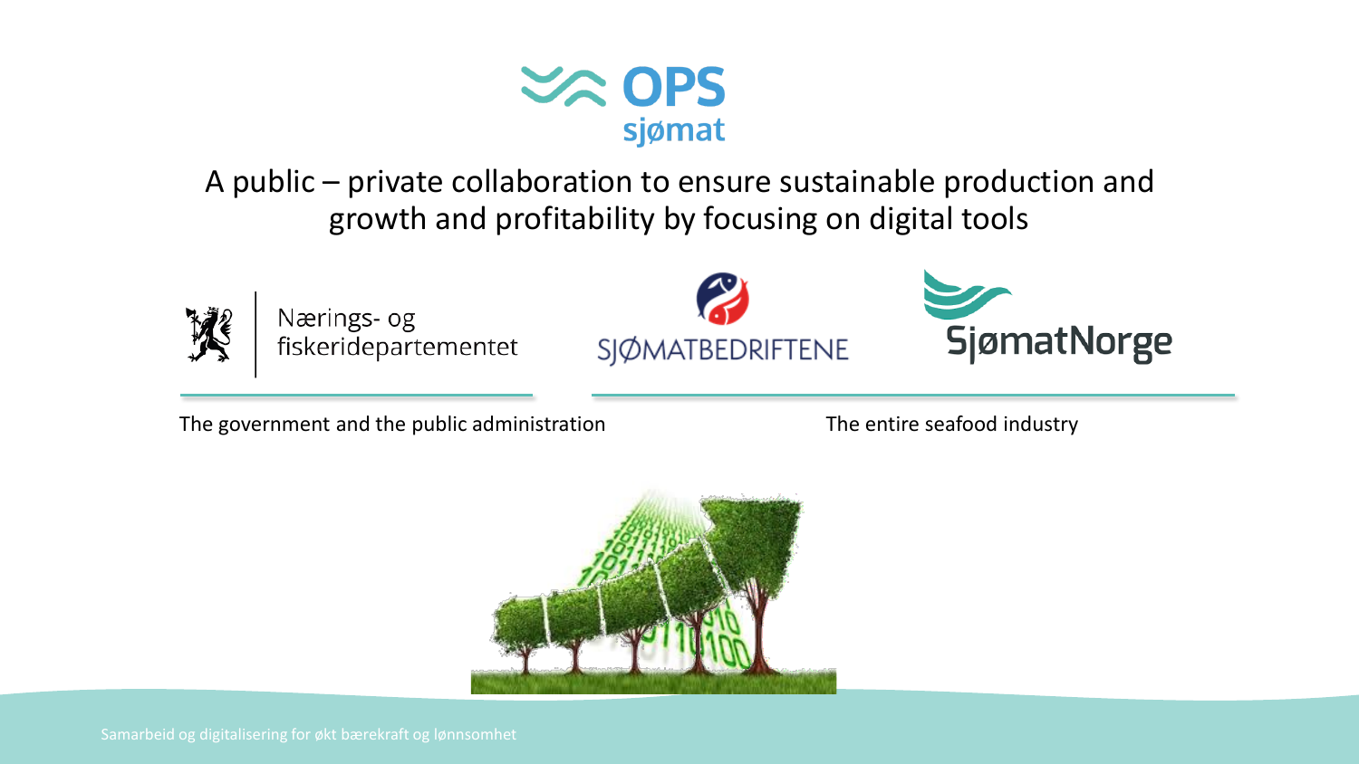# OPS sjømat

A public – private collaboration to ensure sustainable production and growth and profitability by focusing on digital tools

Nærings- og fiskeridepartementet

SJØMATBEDRIFTENE

SjømatNorge

The government and the public administration

The entire seafood industry

Samarbeid og digitalisering for økt bærekraft og lønnsomhet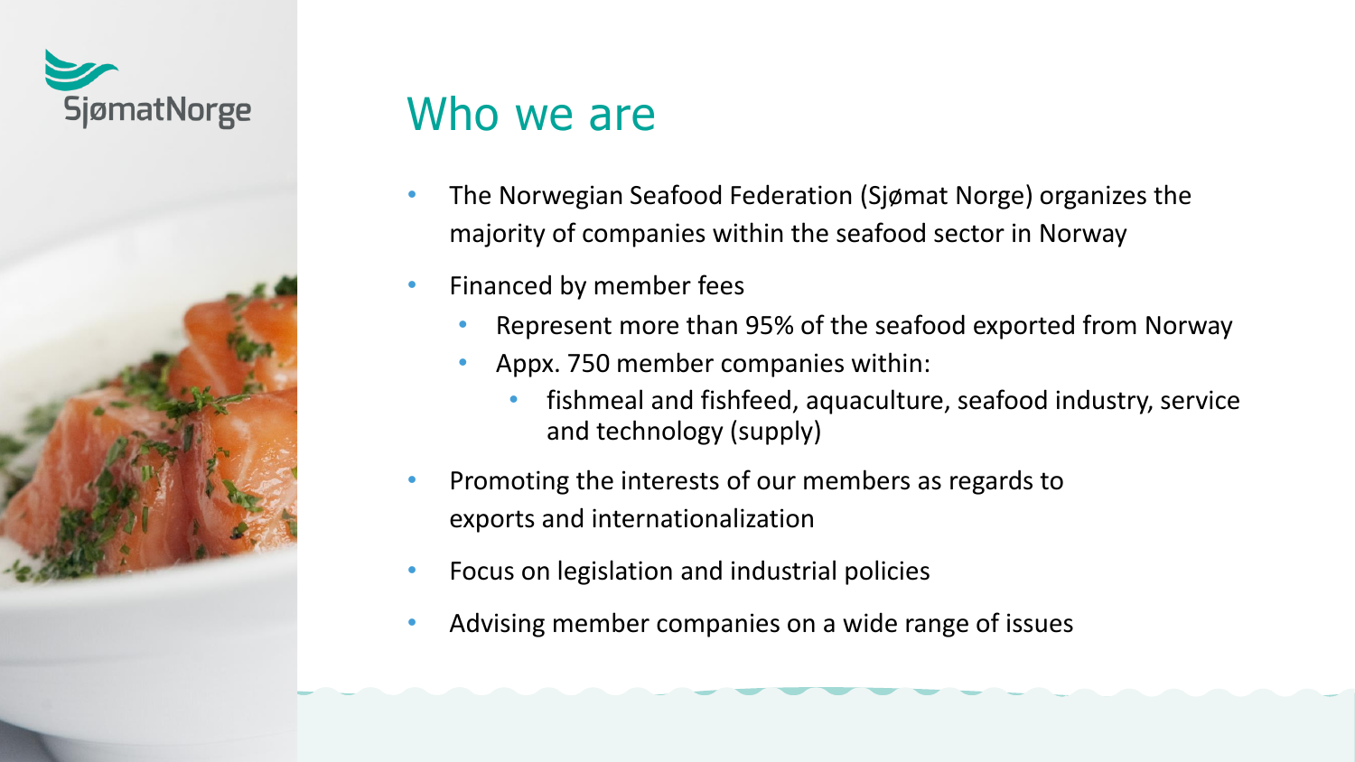SjømatNorge

# Who we are

- The Norwegian Seafood Federation (Sjømat Norge) organizes the majority of companies within the seafood sector in Norway
- Financed by member fees
  - Represent more than 95% of the seafood exported from Norway
  - Appx. 750 member companies within:
    - fishmeal and fishfeed, aquaculture, seafood industry, service and technology (supply)
- Promoting the interests of our members as regards to exports and internationalization
- Focus on legislation and industrial policies
- Advising member companies on a wide range of issues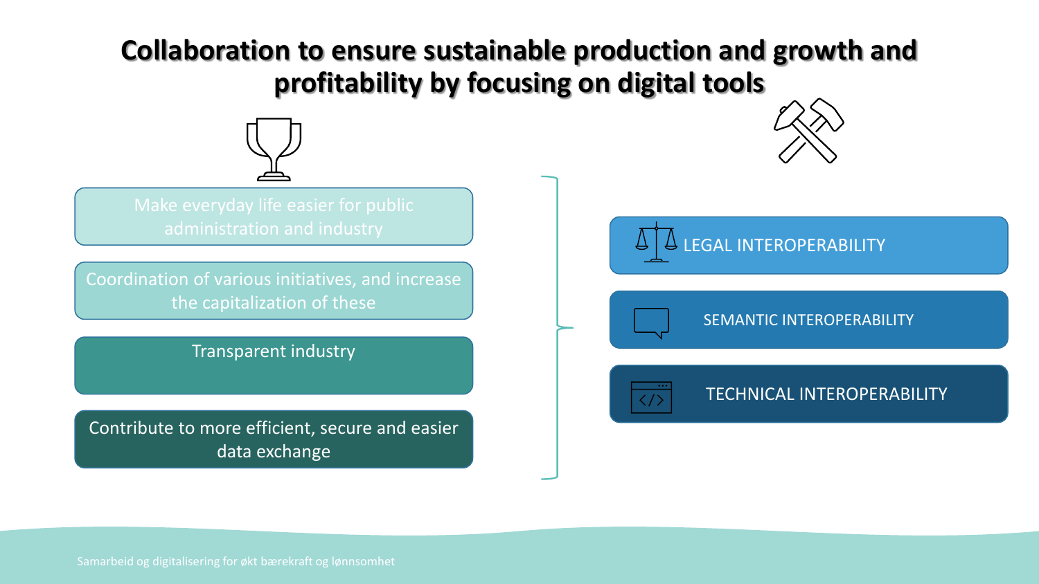# Collaboration to ensure sustainable production and growth and profitability by focusing on digital tools

- Make everyday life easier for public administration and industry
- Coordination of various initiatives, and increase the capitalization of these
- Transparent industry
- Contribute to more efficient, secure and easier data exchange

- LEGAL INTEROPERABILITY
- SEMANTIC INTEROPERABILITY
- TECHNICAL INTEROPERABILITY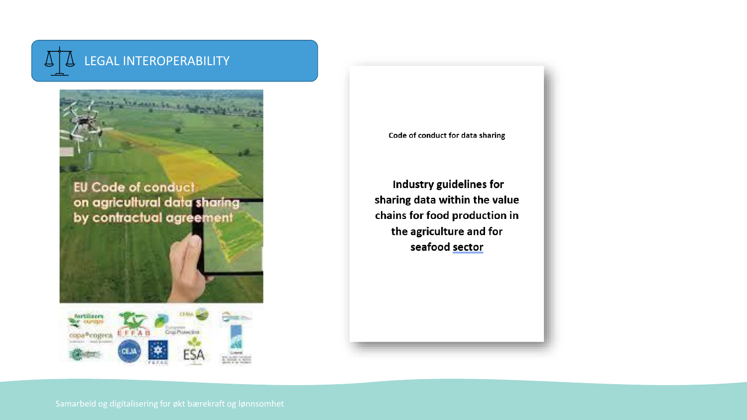# LEGAL INTEROPERABILITY

EU Code of conduct on agricultural data sharing by contractual agreement

Code of conduct for data sharing

**Industry guidelines for sharing data within the value chains for food production in the agriculture and for seafood sector**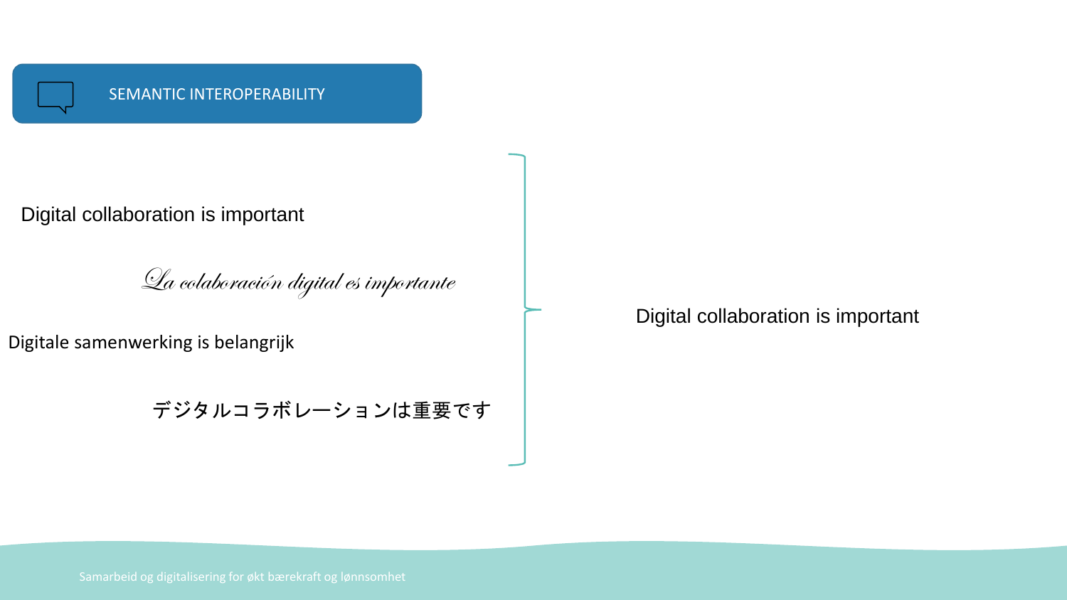## SEMANTIC INTEROPERABILITY

Digital collaboration is important

*La colaboración digital es importante*

Digitale samenwerking is belangrijk

デジタルコラボレーションは重要です

Digital collaboration is important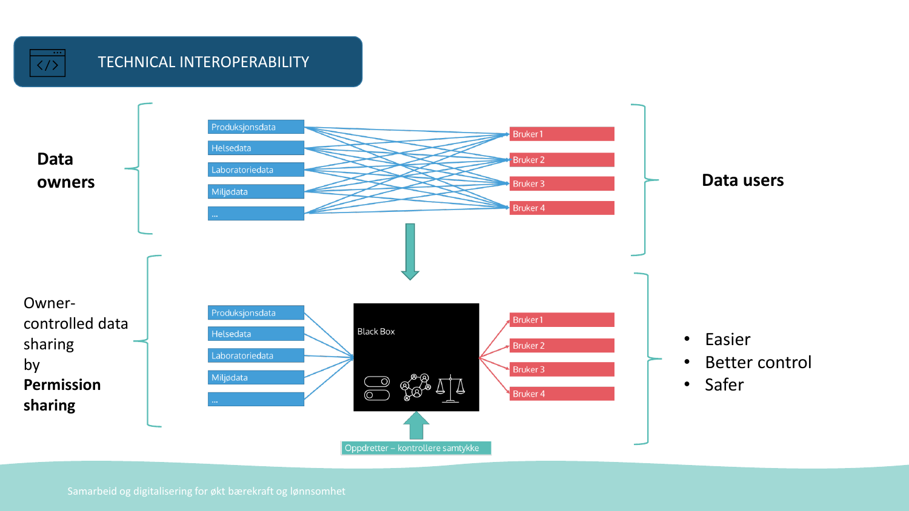# TECHNICAL INTEROPERABILITY

**Data owners**

Produksjonsdata
Helsedata
Laboratoriedata
Miljødata
...

Bruker 1
Bruker 2
Bruker 3
Bruker 4

**Data users**

Owner-controlled data sharing by **Permission sharing**

Produksjonsdata
Helsedata
Laboratoriedata
Miljødata
...

Black Box

Bruker 1
Bruker 2
Bruker 3
Bruker 4

Oppdretter – kontrollere samtykke

- Easier
- Better control
- Safer